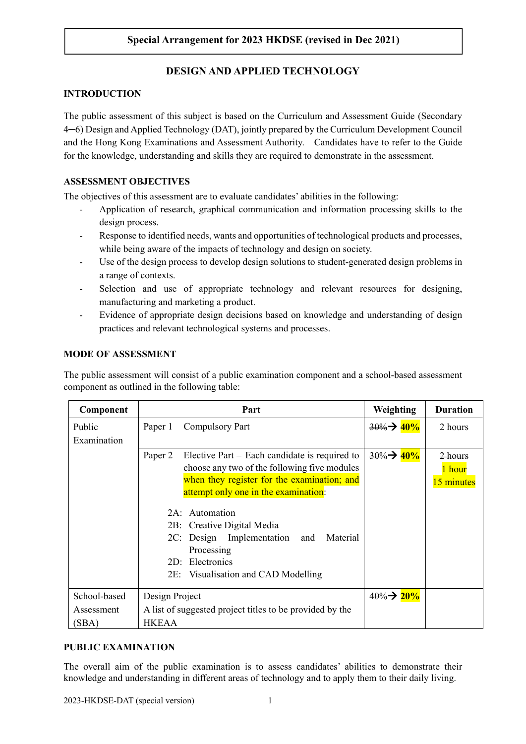**Special Arrangement for 2023 HKDSE (revised in Dec 2021)**

# DESIGN AND APPLIED TECHNOLOGY

## INTRODUCTION

The public assessment of this subject is based on the Curriculum and Assessment Guide (Secondary 4─6) Design and Applied Technology (DAT), jointly prepared by the Curriculum Development Council and the Hong Kong Examinations and Assessment Authority. Candidates have to refer to the Guide for the knowledge, understanding and skills they are required to demonstrate in the assessment.

## ASSESSMENT OBJECTIVES

The objectives of this assessment are to evaluate candidates' abilities in the following:

- Application of research, graphical communication and information processing skills to the design process.
- Response to identified needs, wants and opportunities of technological products and processes, while being aware of the impacts of technology and design on society.
- Use of the design process to develop design solutions to student-generated design problems in a range of contexts.
- Selection and use of appropriate technology and relevant resources for designing, manufacturing and marketing a product.
- Evidence of appropriate design decisions based on knowledge and understanding of design practices and relevant technological systems and processes.

## MODE OF ASSESSMENT

The public assessment will consist of a public examination component and a school-based assessment component as outlined in the following table:

| Component | Part | Weighting | Duration |
|---|---|---|---|
| Public Examination | Paper 1 Compulsory Part | ~~30%~~ → **40%** | 2 hours |
| | Paper 2 Elective Part – Each candidate is required to choose any two of the following five modules when they register for the examination; and attempt only one in the examination:<br>2A: Automation<br>2B: Creative Digital Media<br>2C: Design Implementation and Material Processing<br>2D: Electronics<br>2E: Visualisation and CAD Modelling | ~~30%~~ → **40%** | ~~2 hours~~ 1 hour 15 minutes |
| School-based Assessment (SBA) | Design Project<br>A list of suggested project titles to be provided by the HKEAA | ~~40%~~ → **20%** | |

## PUBLIC EXAMINATION

The overall aim of the public examination is to assess candidates' abilities to demonstrate their knowledge and understanding in different areas of technology and to apply them to their daily living.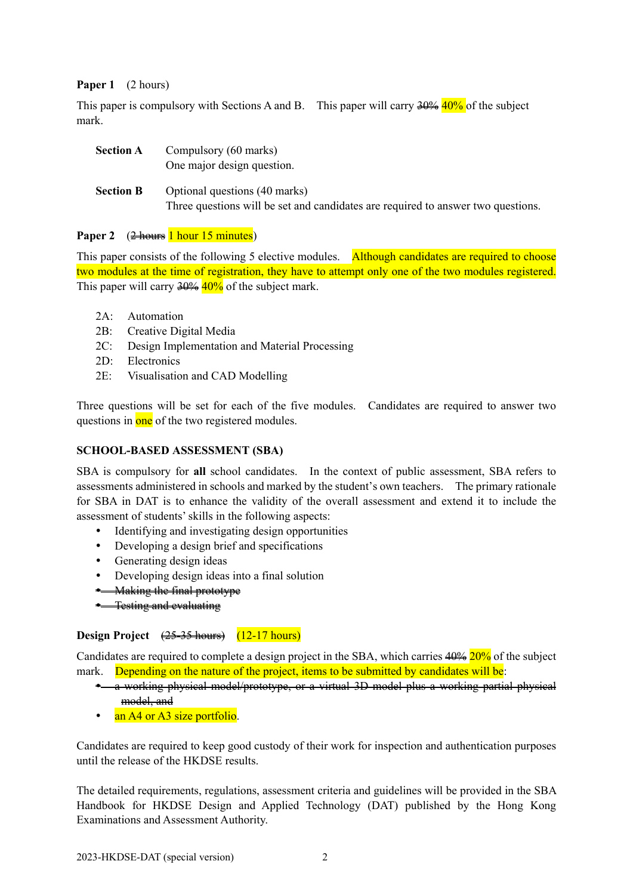**Paper 1** (2 hours)

This paper is compulsory with Sections A and B. This paper will carry ~~30%~~ 40% of the subject mark.

| | |
|---|---|
| **Section A** | Compulsory (60 marks)<br>One major design question. |
| **Section B** | Optional questions (40 marks)<br>Three questions will be set and candidates are required to answer two questions. |

**Paper 2** (~~2 hours~~ 1 hour 15 minutes)

This paper consists of the following 5 elective modules. Although candidates are required to choose two modules at the time of registration, they have to attempt only one of the two modules registered. This paper will carry ~~30%~~ 40% of the subject mark.

2A: Automation
2B: Creative Digital Media
2C: Design Implementation and Material Processing
2D: Electronics
2E: Visualisation and CAD Modelling

Three questions will be set for each of the five modules. Candidates are required to answer two questions in one of the two registered modules.

**SCHOOL-BASED ASSESSMENT (SBA)**

SBA is compulsory for **all** school candidates. In the context of public assessment, SBA refers to assessments administered in schools and marked by the student's own teachers. The primary rationale for SBA in DAT is to enhance the validity of the overall assessment and extend it to include the assessment of students' skills in the following aspects:

- Identifying and investigating design opportunities
- Developing a design brief and specifications
- Generating design ideas
- Developing design ideas into a final solution
- ~~Making the final prototype~~
- ~~Testing and evaluating~~

**Design Project** ~~(25-35 hours)~~ (12-17 hours)

Candidates are required to complete a design project in the SBA, which carries ~~40%~~ 20% of the subject mark. Depending on the nature of the project, items to be submitted by candidates will be:

- ~~a working physical model/prototype, or a virtual 3D model plus a working partial physical model, and~~
- an A4 or A3 size portfolio.

Candidates are required to keep good custody of their work for inspection and authentication purposes until the release of the HKDSE results.

The detailed requirements, regulations, assessment criteria and guidelines will be provided in the SBA Handbook for HKDSE Design and Applied Technology (DAT) published by the Hong Kong Examinations and Assessment Authority.